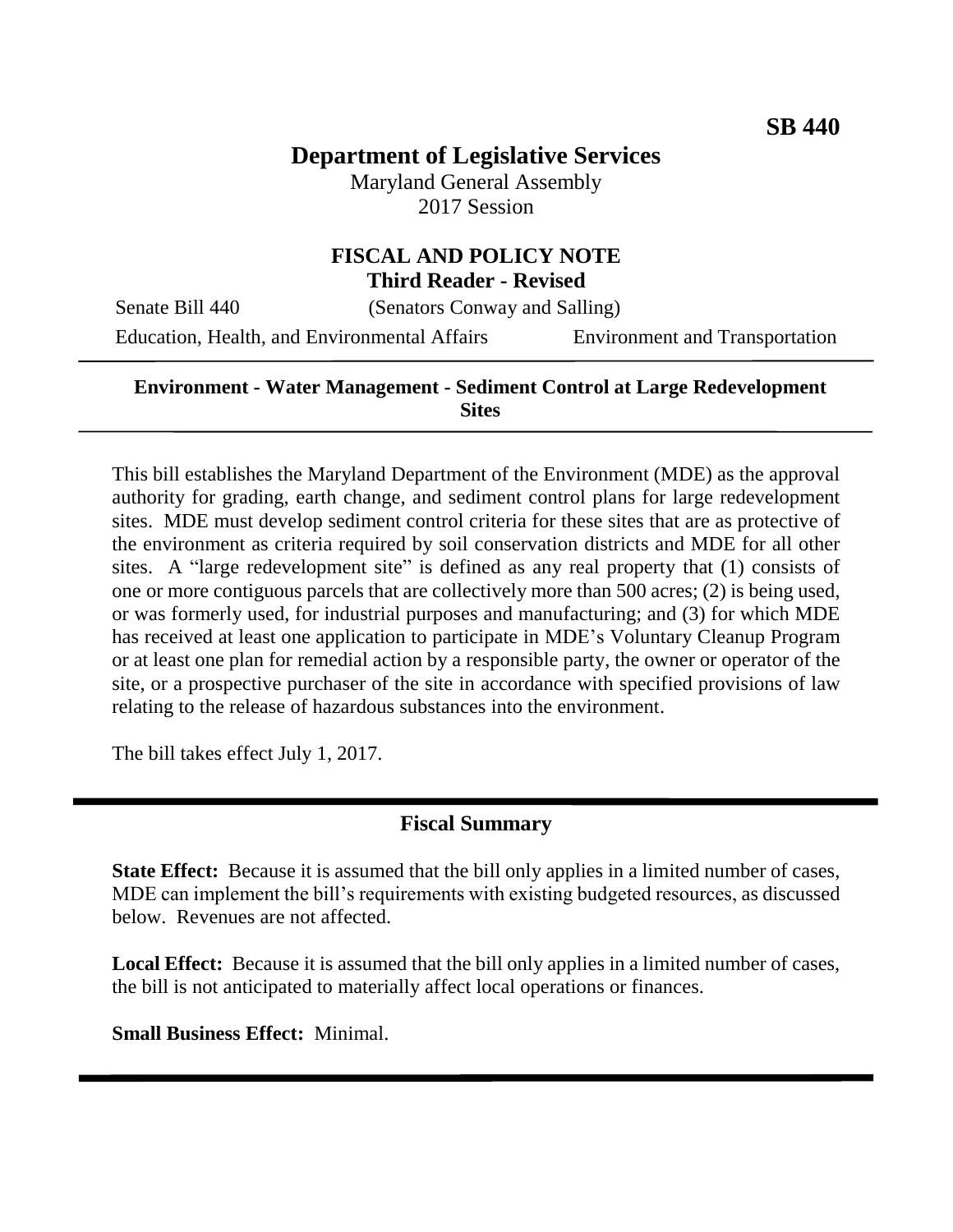**SB 440**

# Department of Legislative Services

Maryland General Assembly
2017 Session

## FISCAL AND POLICY NOTE
**Third Reader - Revised**

Senate Bill 440 (Senators Conway and Salling)

Education, Health, and Environmental Affairs Environment and Transportation

---

**Environment - Water Management - Sediment Control at Large Redevelopment Sites**

---

This bill establishes the Maryland Department of the Environment (MDE) as the approval authority for grading, earth change, and sediment control plans for large redevelopment sites. MDE must develop sediment control criteria for these sites that are as protective of the environment as criteria required by soil conservation districts and MDE for all other sites. A "large redevelopment site" is defined as any real property that (1) consists of one or more contiguous parcels that are collectively more than 500 acres; (2) is being used, or was formerly used, for industrial purposes and manufacturing; and (3) for which MDE has received at least one application to participate in MDE's Voluntary Cleanup Program or at least one plan for remedial action by a responsible party, the owner or operator of the site, or a prospective purchaser of the site in accordance with specified provisions of law relating to the release of hazardous substances into the environment.

The bill takes effect July 1, 2017.

---

## Fiscal Summary

**State Effect:** Because it is assumed that the bill only applies in a limited number of cases, MDE can implement the bill's requirements with existing budgeted resources, as discussed below. Revenues are not affected.

**Local Effect:** Because it is assumed that the bill only applies in a limited number of cases, the bill is not anticipated to materially affect local operations or finances.

**Small Business Effect:** Minimal.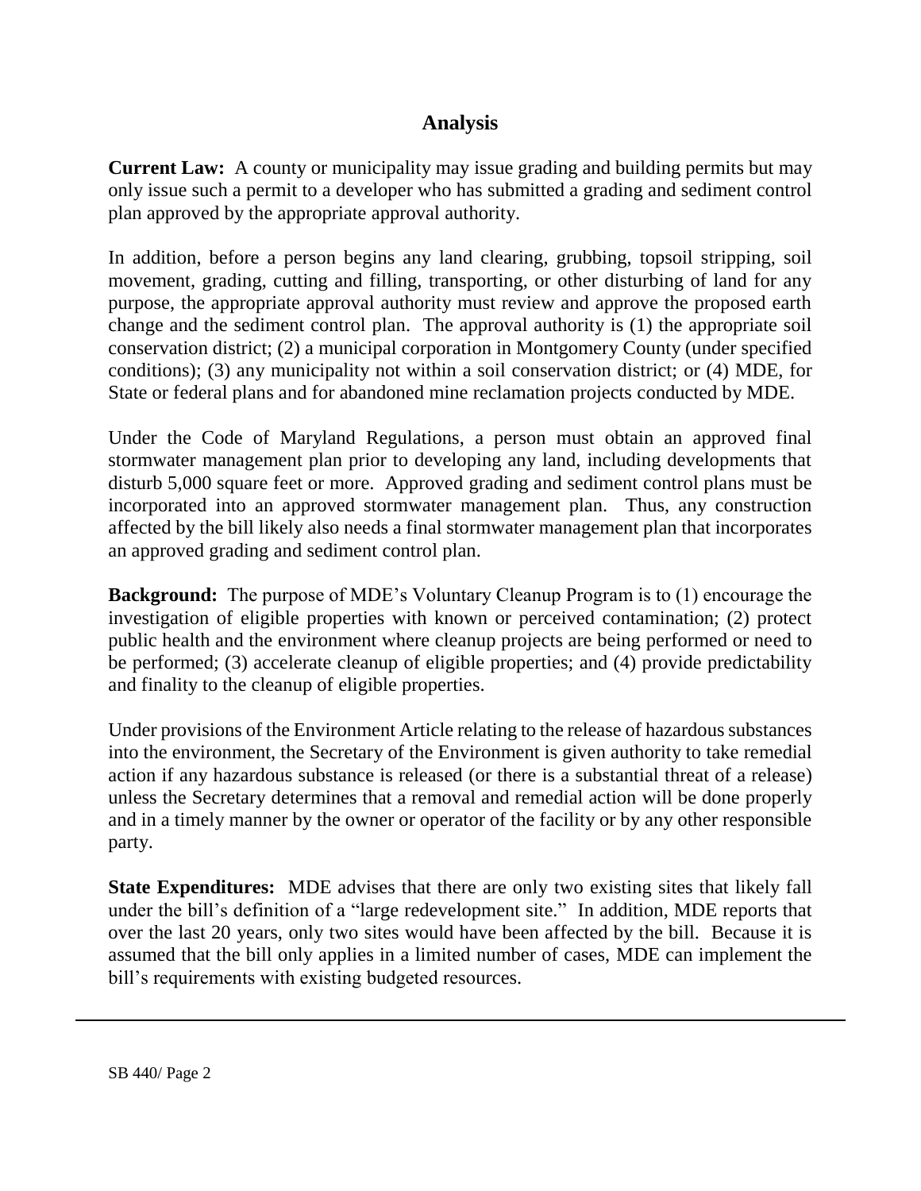## Analysis

**Current Law:** A county or municipality may issue grading and building permits but may only issue such a permit to a developer who has submitted a grading and sediment control plan approved by the appropriate approval authority.

In addition, before a person begins any land clearing, grubbing, topsoil stripping, soil movement, grading, cutting and filling, transporting, or other disturbing of land for any purpose, the appropriate approval authority must review and approve the proposed earth change and the sediment control plan. The approval authority is (1) the appropriate soil conservation district; (2) a municipal corporation in Montgomery County (under specified conditions); (3) any municipality not within a soil conservation district; or (4) MDE, for State or federal plans and for abandoned mine reclamation projects conducted by MDE.

Under the Code of Maryland Regulations, a person must obtain an approved final stormwater management plan prior to developing any land, including developments that disturb 5,000 square feet or more. Approved grading and sediment control plans must be incorporated into an approved stormwater management plan. Thus, any construction affected by the bill likely also needs a final stormwater management plan that incorporates an approved grading and sediment control plan.

**Background:** The purpose of MDE's Voluntary Cleanup Program is to (1) encourage the investigation of eligible properties with known or perceived contamination; (2) protect public health and the environment where cleanup projects are being performed or need to be performed; (3) accelerate cleanup of eligible properties; and (4) provide predictability and finality to the cleanup of eligible properties.

Under provisions of the Environment Article relating to the release of hazardous substances into the environment, the Secretary of the Environment is given authority to take remedial action if any hazardous substance is released (or there is a substantial threat of a release) unless the Secretary determines that a removal and remedial action will be done properly and in a timely manner by the owner or operator of the facility or by any other responsible party.

**State Expenditures:** MDE advises that there are only two existing sites that likely fall under the bill's definition of a "large redevelopment site." In addition, MDE reports that over the last 20 years, only two sites would have been affected by the bill. Because it is assumed that the bill only applies in a limited number of cases, MDE can implement the bill's requirements with existing budgeted resources.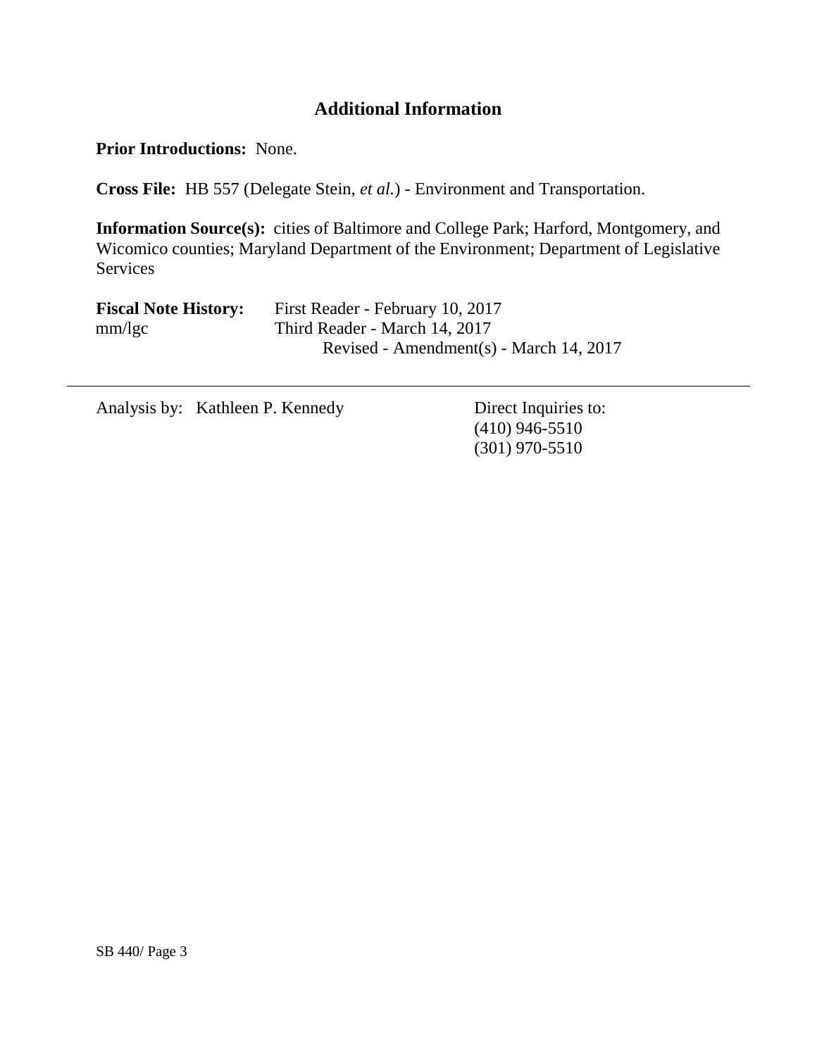## Additional Information

**Prior Introductions:** None.

**Cross File:** HB 557 (Delegate Stein, *et al.*) - Environment and Transportation.

**Information Source(s):** cities of Baltimore and College Park; Harford, Montgomery, and Wicomico counties; Maryland Department of the Environment; Department of Legislative Services

| | |
|---|---|
| **Fiscal Note History:** | First Reader - February 10, 2017 |
| mm/lgc | Third Reader - March 14, 2017 |
| | Revised - Amendment(s) - March 14, 2017 |

---

Analysis by: Kathleen P. Kennedy

Direct Inquiries to:
(410) 946-5510
(301) 970-5510